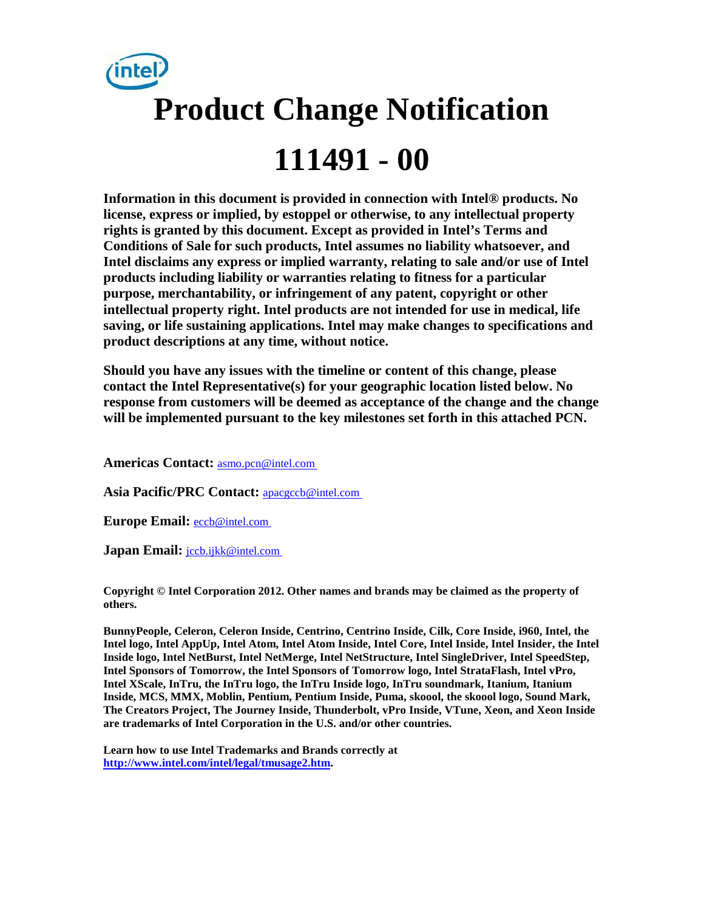# Product Change Notification

# 111491 - 00

**Information in this document is provided in connection with Intel® products. No license, express or implied, by estoppel or otherwise, to any intellectual property rights is granted by this document. Except as provided in Intel's Terms and Conditions of Sale for such products, Intel assumes no liability whatsoever, and Intel disclaims any express or implied warranty, relating to sale and/or use of Intel products including liability or warranties relating to fitness for a particular purpose, merchantability, or infringement of any patent, copyright or other intellectual property right. Intel products are not intended for use in medical, life saving, or life sustaining applications. Intel may make changes to specifications and product descriptions at any time, without notice.**

**Should you have any issues with the timeline or content of this change, please contact the Intel Representative(s) for your geographic location listed below. No response from customers will be deemed as acceptance of the change and the change will be implemented pursuant to the key milestones set forth in this attached PCN.**

**Americas Contact:** asmo.pcn@intel.com

**Asia Pacific/PRC Contact:** apacgccb@intel.com

**Europe Email:** eccb@intel.com

**Japan Email:** jccb.ijkk@intel.com

**Copyright © Intel Corporation 2012. Other names and brands may be claimed as the property of others.**

**BunnyPeople, Celeron, Celeron Inside, Centrino, Centrino Inside, Cilk, Core Inside, i960, Intel, the Intel logo, Intel AppUp, Intel Atom, Intel Atom Inside, Intel Core, Intel Inside, Intel Insider, the Intel Inside logo, Intel NetBurst, Intel NetMerge, Intel NetStructure, Intel SingleDriver, Intel SpeedStep, Intel Sponsors of Tomorrow, the Intel Sponsors of Tomorrow logo, Intel StrataFlash, Intel vPro, Intel XScale, InTru, the InTru logo, the InTru Inside logo, InTru soundmark, Itanium, Itanium Inside, MCS, MMX, Moblin, Pentium, Pentium Inside, Puma, skoool, the skoool logo, Sound Mark, The Creators Project, The Journey Inside, Thunderbolt, vPro Inside, VTune, Xeon, and Xeon Inside are trademarks of Intel Corporation in the U.S. and/or other countries.**

**Learn how to use Intel Trademarks and Brands correctly at http://www.intel.com/intel/legal/tmusage2.htm.**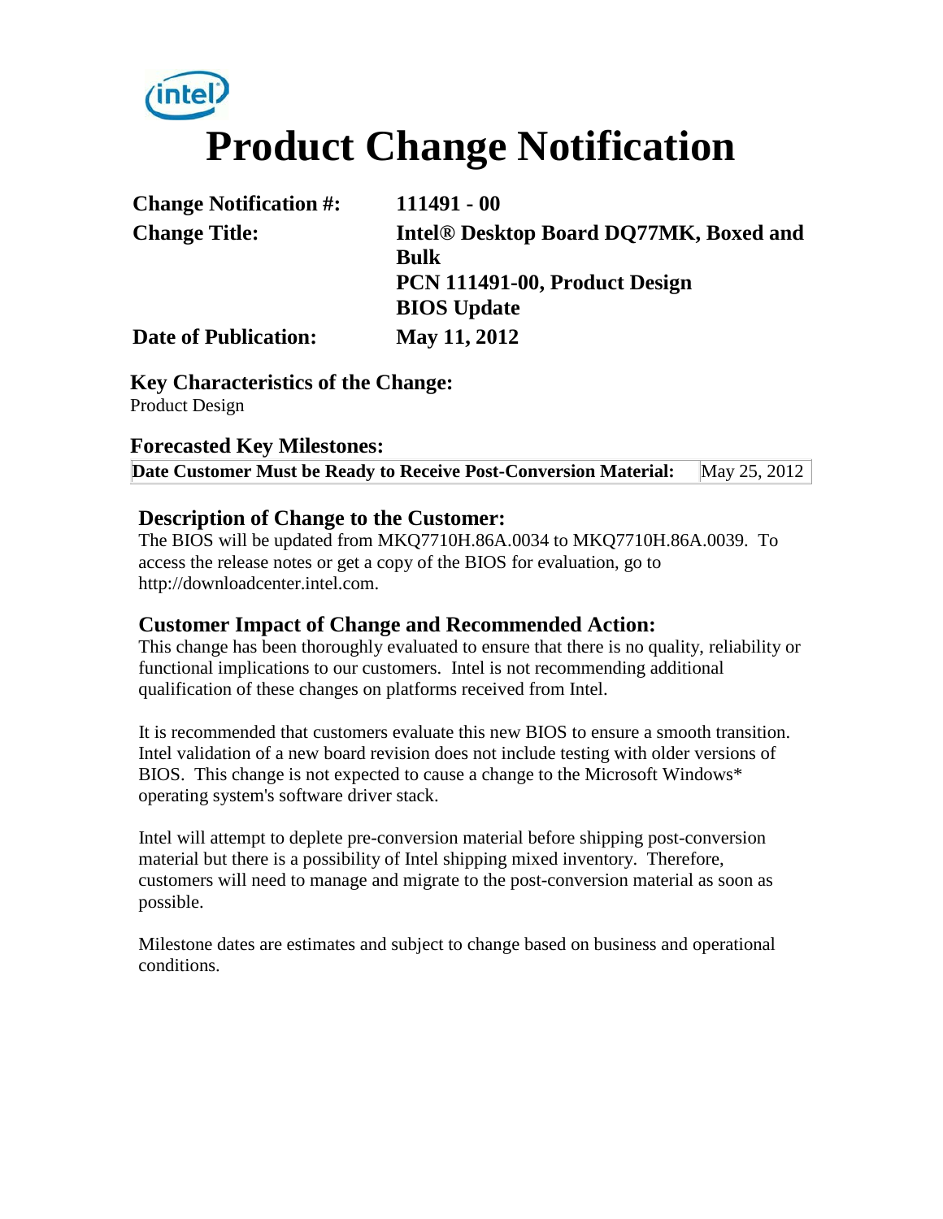intel

# Product Change Notification

| | |
|---|---|
| **Change Notification #:** | **111491 - 00** |
| **Change Title:** | **Intel® Desktop Board DQ77MK, Boxed and Bulk**<br>**PCN 111491-00, Product Design**<br>**BIOS Update** |
| **Date of Publication:** | **May 11, 2012** |

## Key Characteristics of the Change:

Product Design

## Forecasted Key Milestones:

| | |
|---|---|
| **Date Customer Must be Ready to Receive Post-Conversion Material:** | May 25, 2012 |

## Description of Change to the Customer:

The BIOS will be updated from MKQ7710H.86A.0034 to MKQ7710H.86A.0039. To access the release notes or get a copy of the BIOS for evaluation, go to http://downloadcenter.intel.com.

## Customer Impact of Change and Recommended Action:

This change has been thoroughly evaluated to ensure that there is no quality, reliability or functional implications to our customers. Intel is not recommending additional qualification of these changes on platforms received from Intel.

It is recommended that customers evaluate this new BIOS to ensure a smooth transition. Intel validation of a new board revision does not include testing with older versions of BIOS. This change is not expected to cause a change to the Microsoft Windows* operating system's software driver stack.

Intel will attempt to deplete pre-conversion material before shipping post-conversion material but there is a possibility of Intel shipping mixed inventory. Therefore, customers will need to manage and migrate to the post-conversion material as soon as possible.

Milestone dates are estimates and subject to change based on business and operational conditions.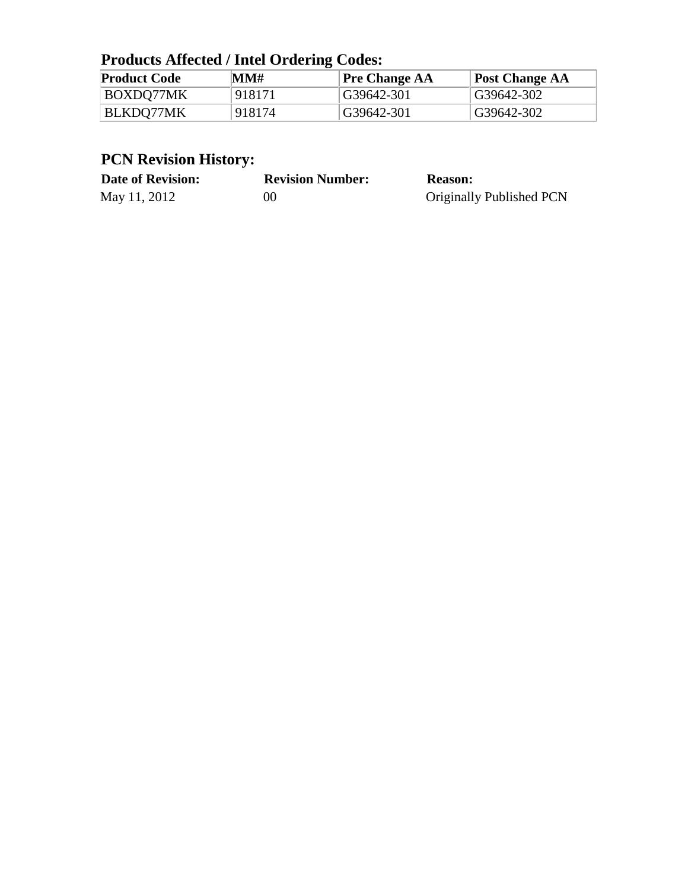## Products Affected / Intel Ordering Codes:

| Product Code | MM# | Pre Change AA | Post Change AA |
|---|---|---|---|
| BOXDQ77MK | 918171 | G39642-301 | G39642-302 |
| BLKDQ77MK | 918174 | G39642-301 | G39642-302 |

## PCN Revision History:

| Date of Revision: | Revision Number: | Reason: |
|---|---|---|
| May 11, 2012 | 00 | Originally Published PCN |